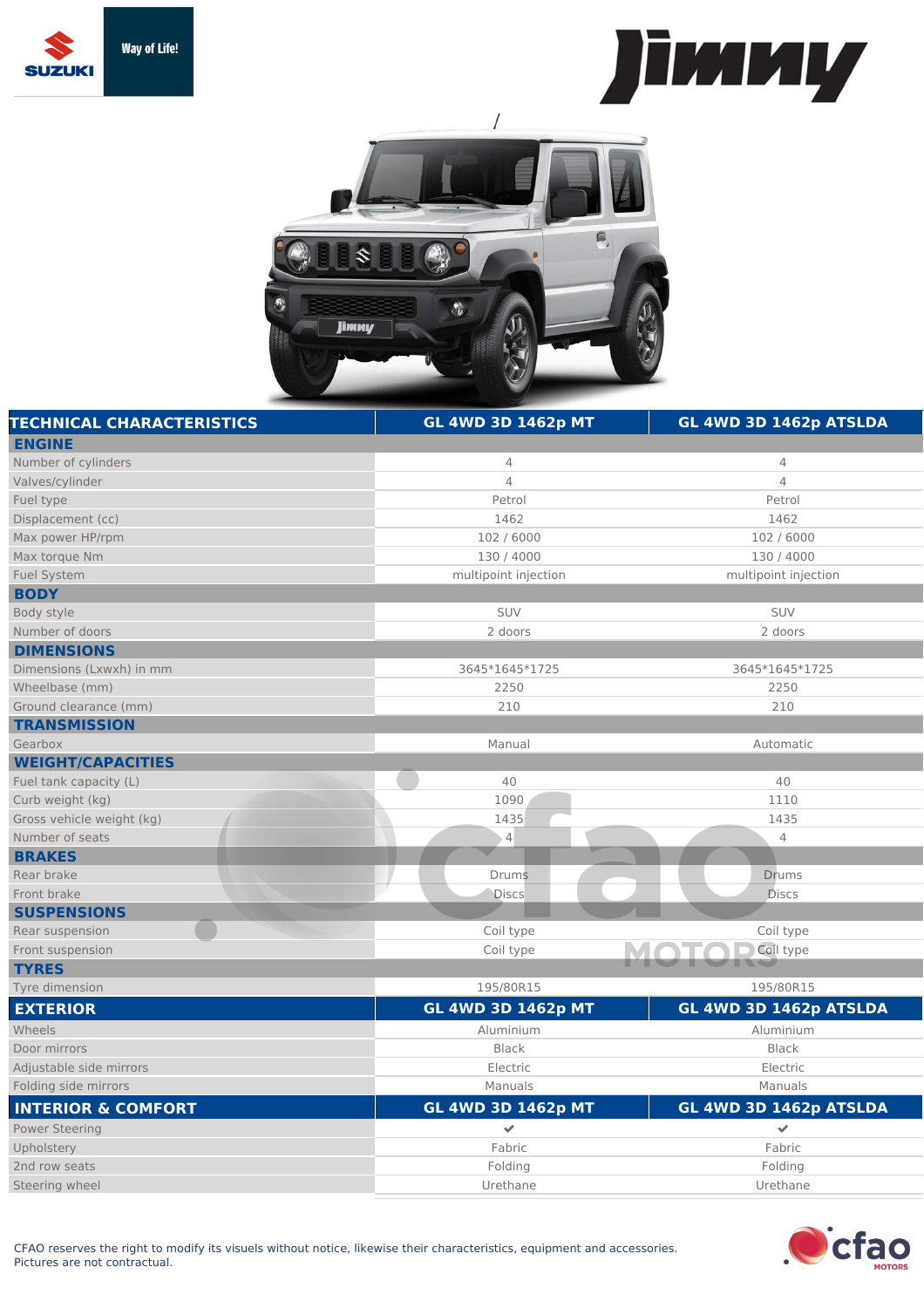# Jimny

| TECHNICAL CHARACTERISTICS | GL 4WD 3D 1462p MT | GL 4WD 3D 1462p ATSLDA |
|---|---|---|
| **ENGINE** | | |
| Number of cylinders | 4 | 4 |
| Valves/cylinder | 4 | 4 |
| Fuel type | Petrol | Petrol |
| Displacement (cc) | 1462 | 1462 |
| Max power HP/rpm | 102 / 6000 | 102 / 6000 |
| Max torque Nm | 130 / 4000 | 130 / 4000 |
| Fuel System | multipoint injection | multipoint injection |
| **BODY** | | |
| Body style | SUV | SUV |
| Number of doors | 2 doors | 2 doors |
| **DIMENSIONS** | | |
| Dimensions (Lxwxh) in mm | 3645*1645*1725 | 3645*1645*1725 |
| Wheelbase (mm) | 2250 | 2250 |
| Ground clearance (mm) | 210 | 210 |
| **TRANSMISSION** | | |
| Gearbox | Manual | Automatic |
| **WEIGHT/CAPACITIES** | | |
| Fuel tank capacity (L) | 40 | 40 |
| Curb weight (kg) | 1090 | 1110 |
| Gross vehicle weight (kg) | 1435 | 1435 |
| Number of seats | 4 | 4 |
| **BRAKES** | | |
| Rear brake | Drums | Drums |
| Front brake | Discs | Discs |
| **SUSPENSIONS** | | |
| Rear suspension | Coil type | Coil type |
| Front suspension | Coil type | Coil type |
| **TYRES** | | |
| Tyre dimension | 195/80R15 | 195/80R15 |

| EXTERIOR | GL 4WD 3D 1462p MT | GL 4WD 3D 1462p ATSLDA |
|---|---|---|
| Wheels | Aluminium | Aluminium |
| Door mirrors | Black | Black |
| Adjustable side mirrors | Electric | Electric |
| Folding side mirrors | Manuals | Manuals |

| INTERIOR & COMFORT | GL 4WD 3D 1462p MT | GL 4WD 3D 1462p ATSLDA |
|---|---|---|
| Power Steering | ✔ | ✔ |
| Upholstery | Fabric | Fabric |
| 2nd row seats | Folding | Folding |
| Steering wheel | Urethane | Urethane |

CFAO reserves the right to modify its visuels without notice, likewise their characteristics, equipment and accessories.
Pictures are not contractual.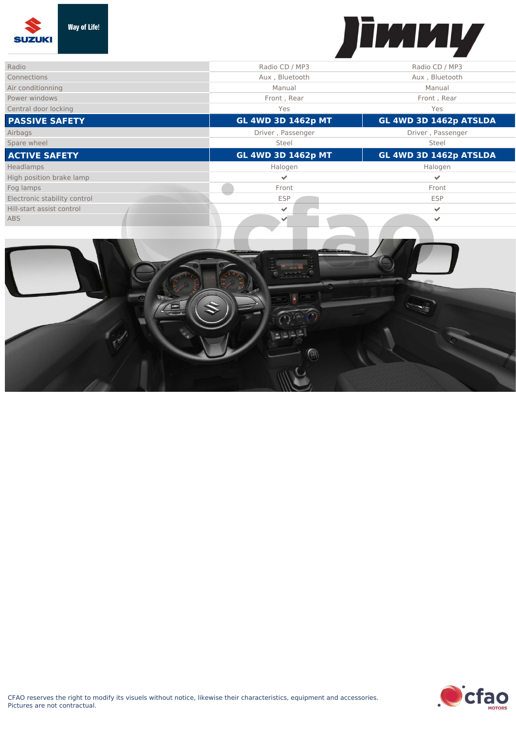| | | |
|---|---|---|
| Radio | Radio CD / MP3 | Radio CD / MP3 |
| Connections | Aux , Bluetooth | Aux , Bluetooth |
| Air conditionning | Manual | Manual |
| Power windows | Front , Rear | Front , Rear |
| Central door locking | Yes | Yes |
| **PASSIVE SAFETY** | **GL 4WD 3D 1462p MT** | **GL 4WD 3D 1462p ATSLDA** |
| Airbags | Driver , Passenger | Driver , Passenger |
| Spare wheel | Steel | Steel |
| **ACTIVE SAFETY** | **GL 4WD 3D 1462p MT** | **GL 4WD 3D 1462p ATSLDA** |
| Headlamps | Halogen | Halogen |
| High position brake lamp | ✔ | ✔ |
| Fog lamps | Front | Front |
| Electronic stability control | ESP | ESP |
| Hill-start assist control | ✔ | ✔ |
| ABS | ✔ | ✔ |

CFAO reserves the right to modify its visuels without notice, likewise their characteristics, equipment and accessories.
Pictures are not contractual.